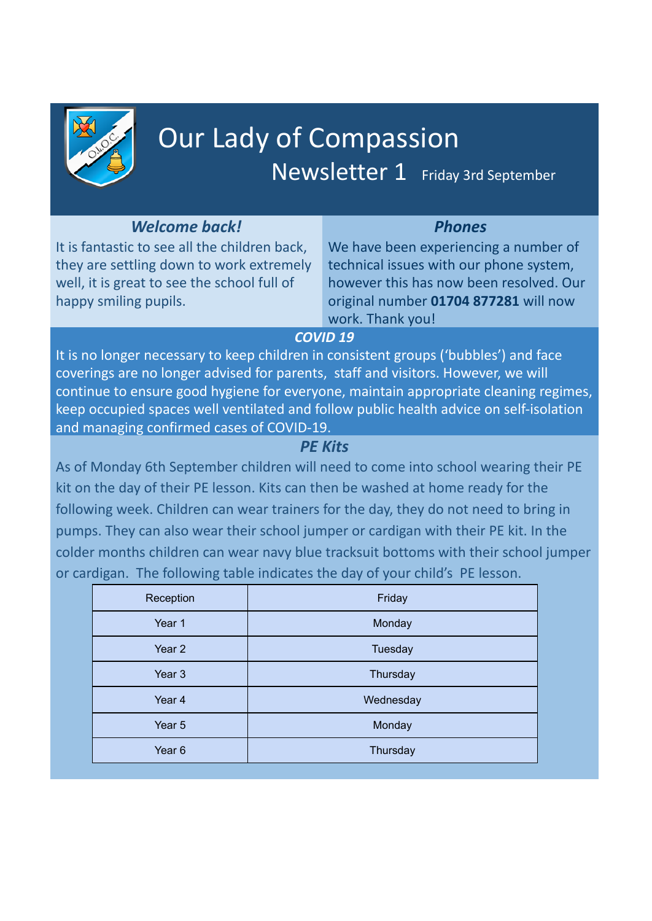# Our Lady of Compassion

## Newsletter 1 Friday 3rd September

### *Welcome back!*

It is fantastic to see all the children back, they are settling down to work extremely well, it is great to see the school full of happy smiling pupils.

### *Phones*

We have been experiencing a number of technical issues with our phone system, however this has now been resolved. Our original number **01704 877281** will now work. Thank you!

### *COVID 19*

It is no longer necessary to keep children in consistent groups ('bubbles') and face coverings are no longer advised for parents, staff and visitors. However, we will continue to ensure good hygiene for everyone, maintain appropriate cleaning regimes, keep occupied spaces well ventilated and follow public health advice on self-isolation and managing confirmed cases of COVID-19.

### *PE Kits*

As of Monday 6th September children will need to come into school wearing their PE kit on the day of their PE lesson. Kits can then be washed at home ready for the following week. Children can wear trainers for the day, they do not need to bring in pumps. They can also wear their school jumper or cardigan with their PE kit. In the colder months children can wear navy blue tracksuit bottoms with their school jumper or cardigan. The following table indicates the day of your child's PE lesson.

| Reception | Friday |
|---|---|
| Year 1 | Monday |
| Year 2 | Tuesday |
| Year 3 | Thursday |
| Year 4 | Wednesday |
| Year 5 | Monday |
| Year 6 | Thursday |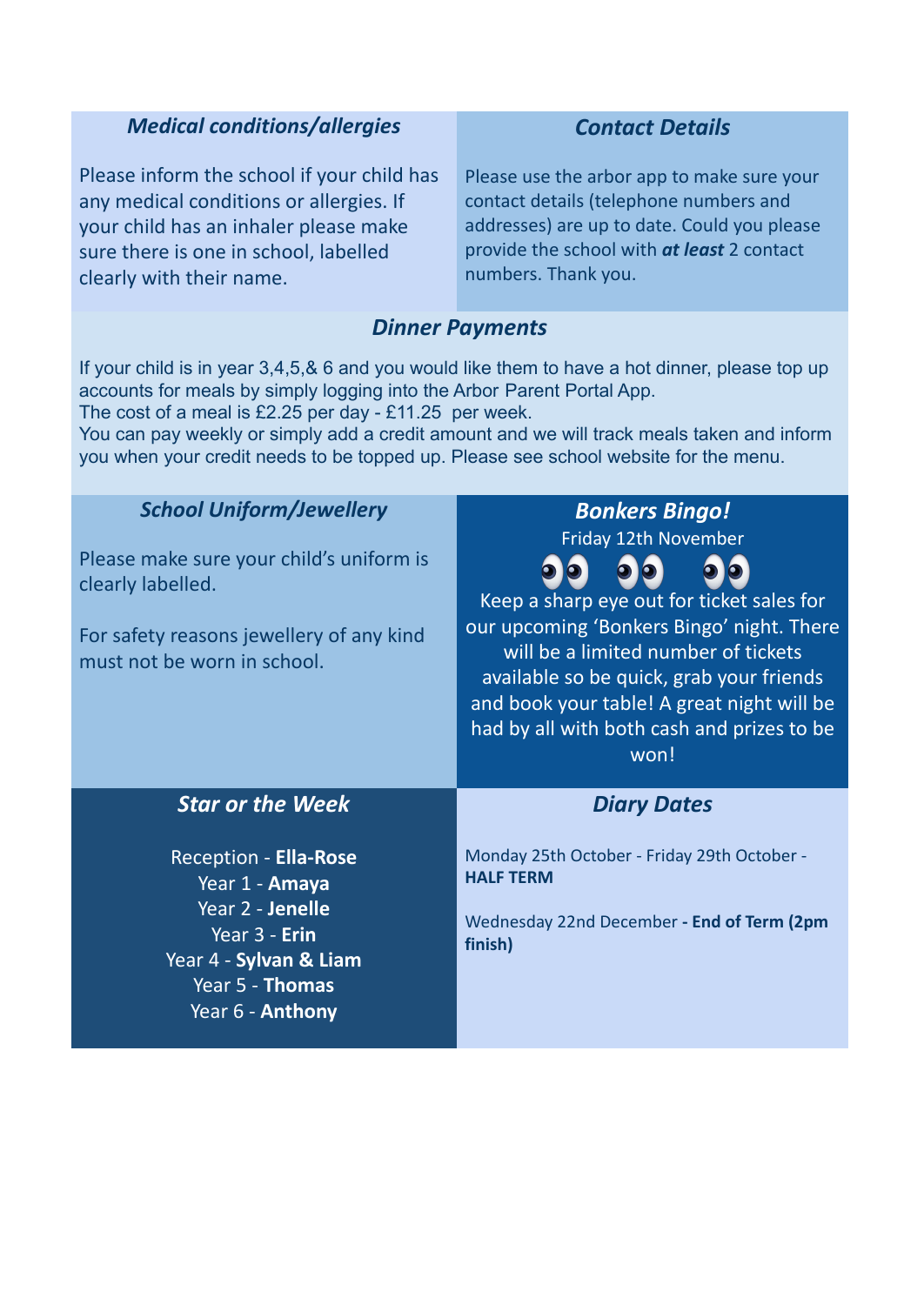### *Medical conditions/allergies*

Please inform the school if your child has any medical conditions or allergies. If your child has an inhaler please make sure there is one in school, labelled clearly with their name.

### *Contact Details*

Please use the arbor app to make sure your contact details (telephone numbers and addresses) are up to date. Could you please provide the school with ***at least*** 2 contact numbers. Thank you.

### *Dinner Payments*

If your child is in year 3,4,5,& 6 and you would like them to have a hot dinner, please top up accounts for meals by simply logging into the Arbor Parent Portal App.
The cost of a meal is £2.25 per day - £11.25 per week.
You can pay weekly or simply add a credit amount and we will track meals taken and inform you when your credit needs to be topped up. Please see school website for the menu.

### *School Uniform/Jewellery*

Please make sure your child's uniform is clearly labelled.

For safety reasons jewellery of any kind must not be worn in school.

### *Bonkers Bingo!*

Friday 12th November

👀 👀 👀

Keep a sharp eye out for ticket sales for our upcoming 'Bonkers Bingo' night. There will be a limited number of tickets available so be quick, grab your friends and book your table! A great night will be had by all with both cash and prizes to be won!

### *Star or the Week*

Reception - **Ella-Rose**
Year 1 - **Amaya**
Year 2 - **Jenelle**
Year 3 - **Erin**
Year 4 - **Sylvan & Liam**
Year 5 - **Thomas**
Year 6 - **Anthony**

### *Diary Dates*

Monday 25th October - Friday 29th October - **HALF TERM**

Wednesday 22nd December **- End of Term (2pm finish)**